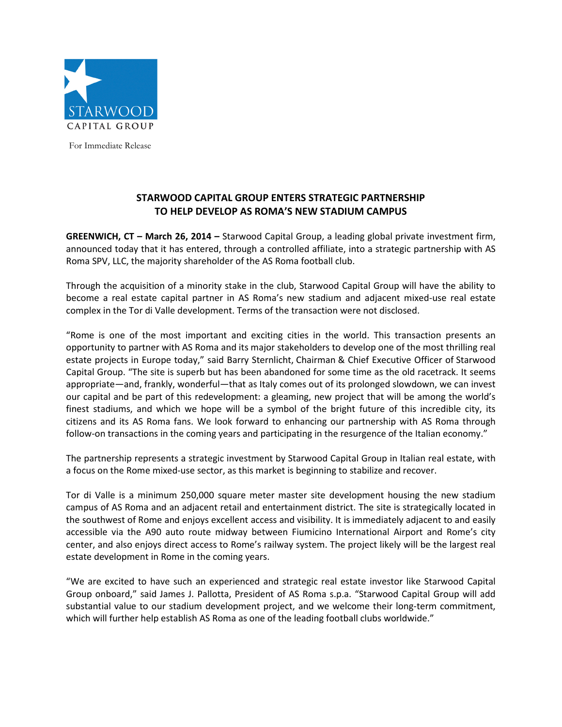STARWOOD CAPITAL GROUP

For Immediate Release

# STARWOOD CAPITAL GROUP ENTERS STRATEGIC PARTNERSHIP TO HELP DEVELOP AS ROMA'S NEW STADIUM CAMPUS

**GREENWICH, CT – March 26, 2014 –** Starwood Capital Group, a leading global private investment firm, announced today that it has entered, through a controlled affiliate, into a strategic partnership with AS Roma SPV, LLC, the majority shareholder of the AS Roma football club.

Through the acquisition of a minority stake in the club, Starwood Capital Group will have the ability to become a real estate capital partner in AS Roma's new stadium and adjacent mixed-use real estate complex in the Tor di Valle development. Terms of the transaction were not disclosed.

"Rome is one of the most important and exciting cities in the world. This transaction presents an opportunity to partner with AS Roma and its major stakeholders to develop one of the most thrilling real estate projects in Europe today," said Barry Sternlicht, Chairman & Chief Executive Officer of Starwood Capital Group. "The site is superb but has been abandoned for some time as the old racetrack. It seems appropriate—and, frankly, wonderful—that as Italy comes out of its prolonged slowdown, we can invest our capital and be part of this redevelopment: a gleaming, new project that will be among the world's finest stadiums, and which we hope will be a symbol of the bright future of this incredible city, its citizens and its AS Roma fans. We look forward to enhancing our partnership with AS Roma through follow-on transactions in the coming years and participating in the resurgence of the Italian economy."

The partnership represents a strategic investment by Starwood Capital Group in Italian real estate, with a focus on the Rome mixed-use sector, as this market is beginning to stabilize and recover.

Tor di Valle is a minimum 250,000 square meter master site development housing the new stadium campus of AS Roma and an adjacent retail and entertainment district. The site is strategically located in the southwest of Rome and enjoys excellent access and visibility. It is immediately adjacent to and easily accessible via the A90 auto route midway between Fiumicino International Airport and Rome's city center, and also enjoys direct access to Rome's railway system. The project likely will be the largest real estate development in Rome in the coming years.

"We are excited to have such an experienced and strategic real estate investor like Starwood Capital Group onboard," said James J. Pallotta, President of AS Roma s.p.a. "Starwood Capital Group will add substantial value to our stadium development project, and we welcome their long-term commitment, which will further help establish AS Roma as one of the leading football clubs worldwide."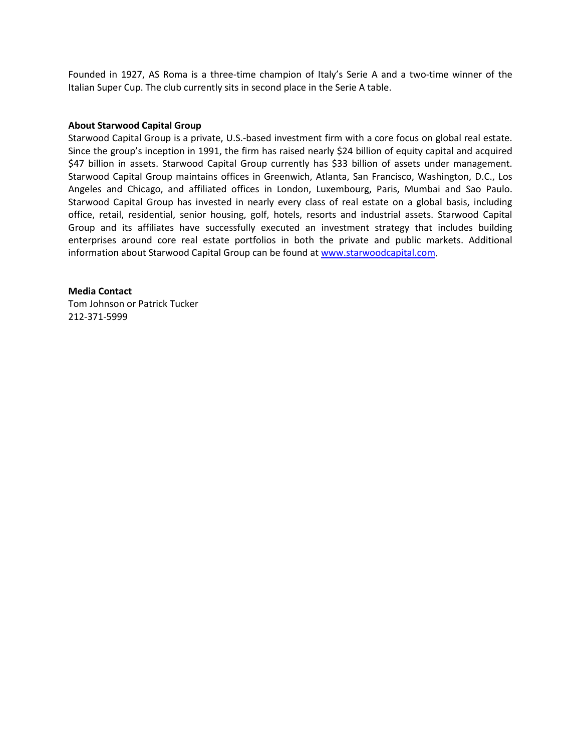Founded in 1927, AS Roma is a three-time champion of Italy's Serie A and a two-time winner of the Italian Super Cup. The club currently sits in second place in the Serie A table.

**About Starwood Capital Group**

Starwood Capital Group is a private, U.S.-based investment firm with a core focus on global real estate. Since the group's inception in 1991, the firm has raised nearly $24 billion of equity capital and acquired $47 billion in assets. Starwood Capital Group currently has $33 billion of assets under management. Starwood Capital Group maintains offices in Greenwich, Atlanta, San Francisco, Washington, D.C., Los Angeles and Chicago, and affiliated offices in London, Luxembourg, Paris, Mumbai and Sao Paulo. Starwood Capital Group has invested in nearly every class of real estate on a global basis, including office, retail, residential, senior housing, golf, hotels, resorts and industrial assets. Starwood Capital Group and its affiliates have successfully executed an investment strategy that includes building enterprises around core real estate portfolios in both the private and public markets. Additional information about Starwood Capital Group can be found at www.starwoodcapital.com.

**Media Contact**

Tom Johnson or Patrick Tucker
212-371-5999